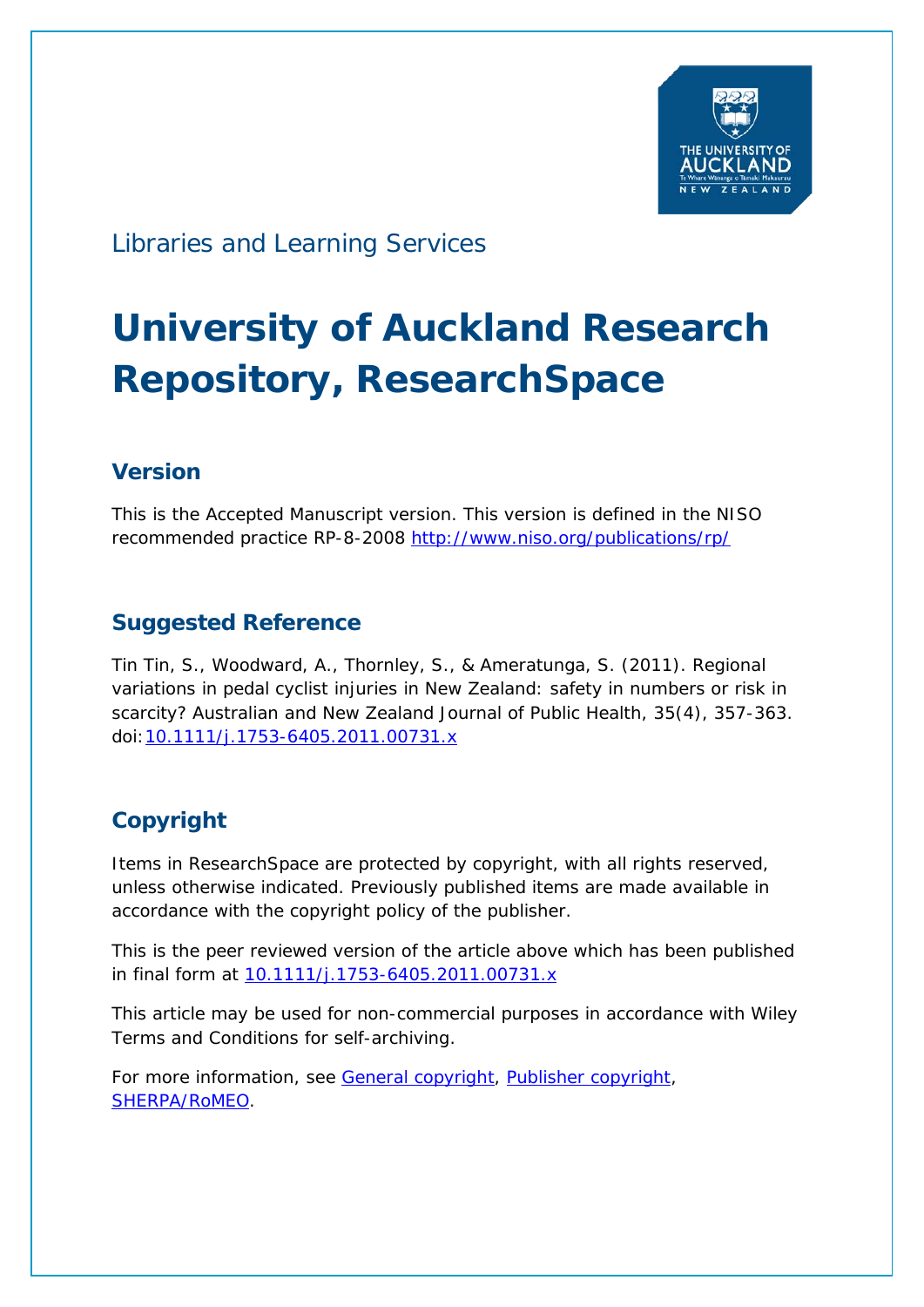Libraries and Learning Services

# University of Auckland Research Repository, ResearchSpace

## Version

This is the Accepted Manuscript version. This version is defined in the NISO recommended practice RP-8-2008 http://www.niso.org/publications/rp/

## Suggested Reference

Tin Tin, S., Woodward, A., Thornley, S., & Ameratunga, S. (2011). Regional variations in pedal cyclist injuries in New Zealand: safety in numbers or risk in scarcity? Australian and New Zealand Journal of Public Health, 35(4), 357-363. doi:10.1111/j.1753-6405.2011.00731.x

## Copyright

Items in ResearchSpace are protected by copyright, with all rights reserved, unless otherwise indicated. Previously published items are made available in accordance with the copyright policy of the publisher.

This is the peer reviewed version of the article above which has been published in final form at 10.1111/j.1753-6405.2011.00731.x

This article may be used for non-commercial purposes in accordance with Wiley Terms and Conditions for self-archiving.

For more information, see General copyright, Publisher copyright, SHERPA/RoMEO.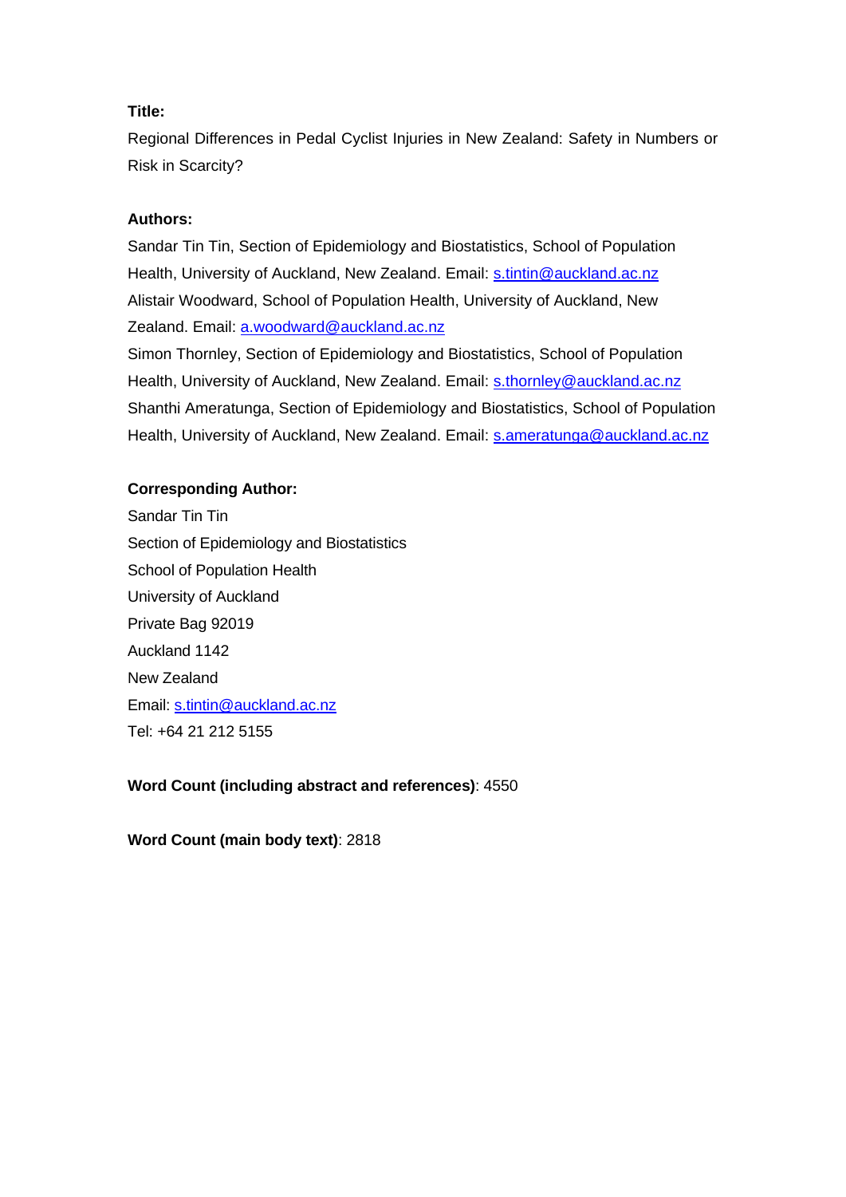**Title:**

Regional Differences in Pedal Cyclist Injuries in New Zealand: Safety in Numbers or Risk in Scarcity?

**Authors:**

Sandar Tin Tin, Section of Epidemiology and Biostatistics, School of Population Health, University of Auckland, New Zealand. Email: s.tintin@auckland.ac.nz

Alistair Woodward, School of Population Health, University of Auckland, New Zealand. Email: a.woodward@auckland.ac.nz

Simon Thornley, Section of Epidemiology and Biostatistics, School of Population Health, University of Auckland, New Zealand. Email: s.thornley@auckland.ac.nz

Shanthi Ameratunga, Section of Epidemiology and Biostatistics, School of Population Health, University of Auckland, New Zealand. Email: s.ameratunga@auckland.ac.nz

**Corresponding Author:**

Sandar Tin Tin
Section of Epidemiology and Biostatistics
School of Population Health
University of Auckland
Private Bag 92019
Auckland 1142
New Zealand
Email: s.tintin@auckland.ac.nz
Tel: +64 21 212 5155

**Word Count (including abstract and references)**: 4550

**Word Count (main body text)**: 2818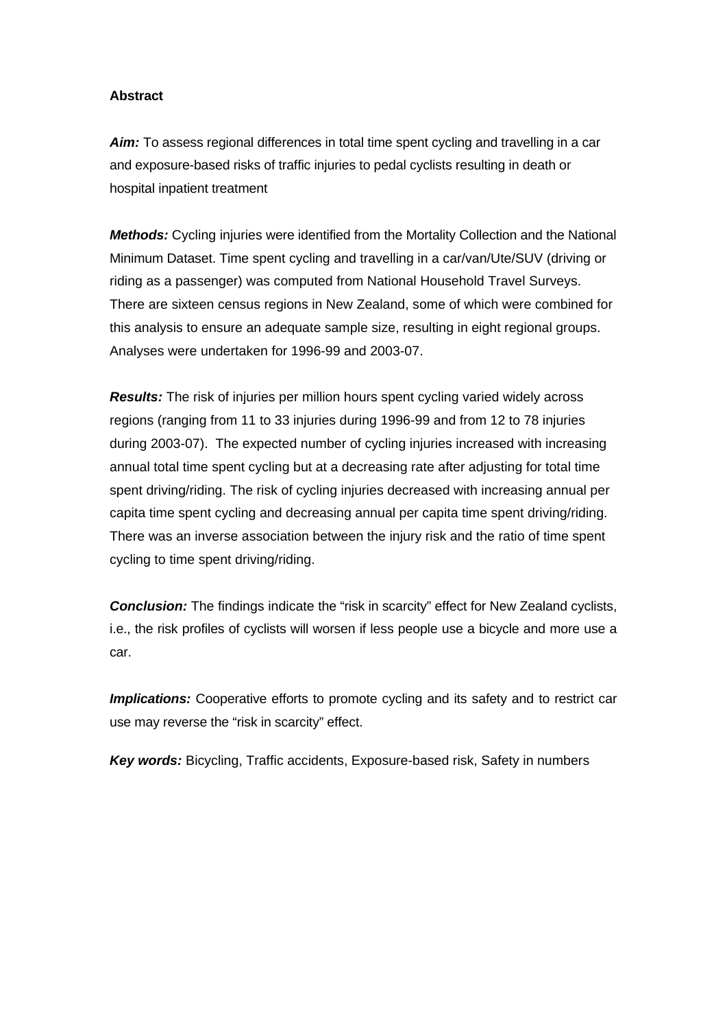**Abstract**

***Aim:*** To assess regional differences in total time spent cycling and travelling in a car and exposure-based risks of traffic injuries to pedal cyclists resulting in death or hospital inpatient treatment

***Methods:*** Cycling injuries were identified from the Mortality Collection and the National Minimum Dataset. Time spent cycling and travelling in a car/van/Ute/SUV (driving or riding as a passenger) was computed from National Household Travel Surveys. There are sixteen census regions in New Zealand, some of which were combined for this analysis to ensure an adequate sample size, resulting in eight regional groups. Analyses were undertaken for 1996-99 and 2003-07.

***Results:*** The risk of injuries per million hours spent cycling varied widely across regions (ranging from 11 to 33 injuries during 1996-99 and from 12 to 78 injuries during 2003-07). The expected number of cycling injuries increased with increasing annual total time spent cycling but at a decreasing rate after adjusting for total time spent driving/riding. The risk of cycling injuries decreased with increasing annual per capita time spent cycling and decreasing annual per capita time spent driving/riding. There was an inverse association between the injury risk and the ratio of time spent cycling to time spent driving/riding.

***Conclusion:*** The findings indicate the "risk in scarcity" effect for New Zealand cyclists, i.e., the risk profiles of cyclists will worsen if less people use a bicycle and more use a car.

***Implications:*** Cooperative efforts to promote cycling and its safety and to restrict car use may reverse the "risk in scarcity" effect.

***Key words:*** Bicycling, Traffic accidents, Exposure-based risk, Safety in numbers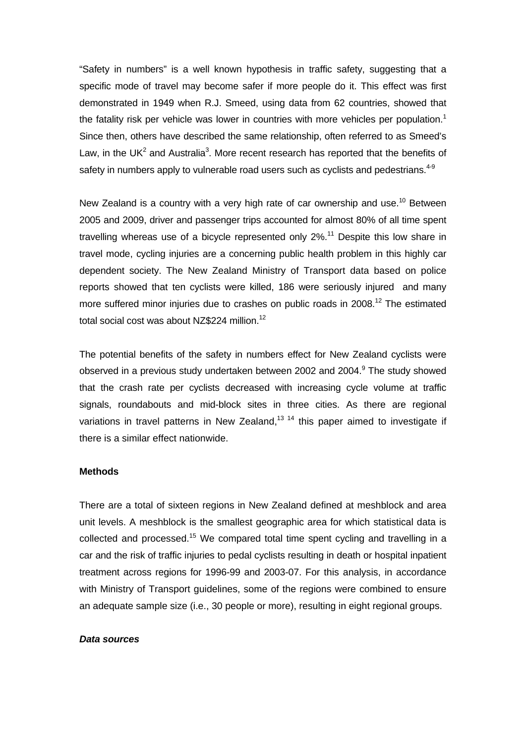"Safety in numbers" is a well known hypothesis in traffic safety, suggesting that a specific mode of travel may become safer if more people do it. This effect was first demonstrated in 1949 when R.J. Smeed, using data from 62 countries, showed that the fatality risk per vehicle was lower in countries with more vehicles per population.[1] Since then, others have described the same relationship, often referred to as Smeed's Law, in the UK[2] and Australia[3]. More recent research has reported that the benefits of safety in numbers apply to vulnerable road users such as cyclists and pedestrians.[4-9]

New Zealand is a country with a very high rate of car ownership and use.[10] Between 2005 and 2009, driver and passenger trips accounted for almost 80% of all time spent travelling whereas use of a bicycle represented only 2%.[11] Despite this low share in travel mode, cycling injuries are a concerning public health problem in this highly car dependent society. The New Zealand Ministry of Transport data based on police reports showed that ten cyclists were killed, 186 were seriously injured and many more suffered minor injuries due to crashes on public roads in 2008.[12] The estimated total social cost was about NZ$224 million.[12]

The potential benefits of the safety in numbers effect for New Zealand cyclists were observed in a previous study undertaken between 2002 and 2004.[9] The study showed that the crash rate per cyclists decreased with increasing cycle volume at traffic signals, roundabouts and mid-block sites in three cities. As there are regional variations in travel patterns in New Zealand,[13 14] this paper aimed to investigate if there is a similar effect nationwide.

## Methods

There are a total of sixteen regions in New Zealand defined at meshblock and area unit levels. A meshblock is the smallest geographic area for which statistical data is collected and processed.[15] We compared total time spent cycling and travelling in a car and the risk of traffic injuries to pedal cyclists resulting in death or hospital inpatient treatment across regions for 1996-99 and 2003-07. For this analysis, in accordance with Ministry of Transport guidelines, some of the regions were combined to ensure an adequate sample size (i.e., 30 people or more), resulting in eight regional groups.

### *Data sources*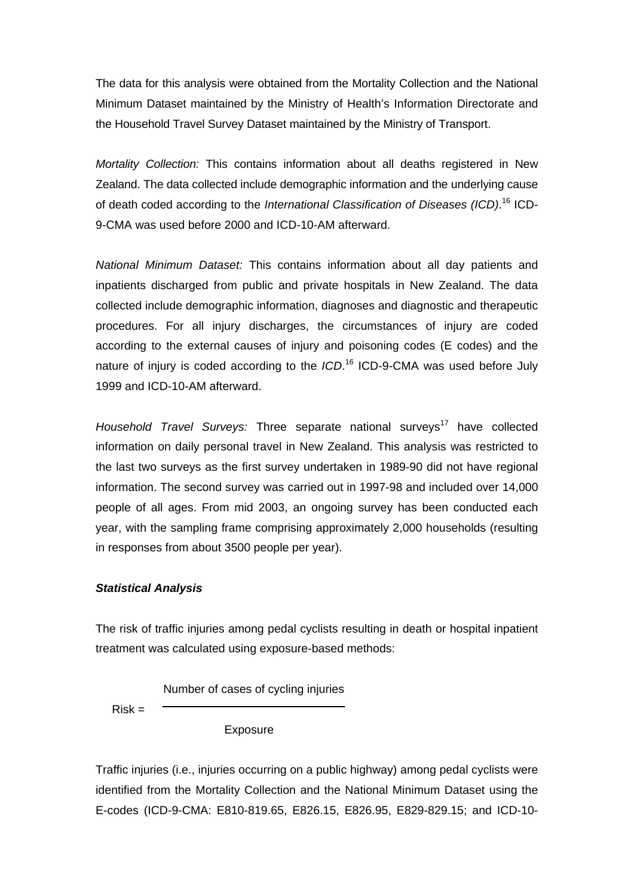The data for this analysis were obtained from the Mortality Collection and the National Minimum Dataset maintained by the Ministry of Health's Information Directorate and the Household Travel Survey Dataset maintained by the Ministry of Transport.

*Mortality Collection:* This contains information about all deaths registered in New Zealand. The data collected include demographic information and the underlying cause of death coded according to the *International Classification of Diseases (ICD)*.[16] ICD-9-CMA was used before 2000 and ICD-10-AM afterward.

*National Minimum Dataset:* This contains information about all day patients and inpatients discharged from public and private hospitals in New Zealand. The data collected include demographic information, diagnoses and diagnostic and therapeutic procedures. For all injury discharges, the circumstances of injury are coded according to the external causes of injury and poisoning codes (E codes) and the nature of injury is coded according to the *ICD*.[16] ICD-9-CMA was used before July 1999 and ICD-10-AM afterward.

*Household Travel Surveys:* Three separate national surveys[17] have collected information on daily personal travel in New Zealand. This analysis was restricted to the last two surveys as the first survey undertaken in 1989-90 did not have regional information. The second survey was carried out in 1997-98 and included over 14,000 people of all ages. From mid 2003, an ongoing survey has been conducted each year, with the sampling frame comprising approximately 2,000 households (resulting in responses from about 3500 people per year).

***Statistical Analysis***

The risk of traffic injuries among pedal cyclists resulting in death or hospital inpatient treatment was calculated using exposure-based methods:

$$\text{Risk} = \frac{\text{Number of cases of cycling injuries}}{\text{Exposure}}$$

Traffic injuries (i.e., injuries occurring on a public highway) among pedal cyclists were identified from the Mortality Collection and the National Minimum Dataset using the E-codes (ICD-9-CMA: E810-819.65, E826.15, E826.95, E829-829.15; and ICD-10-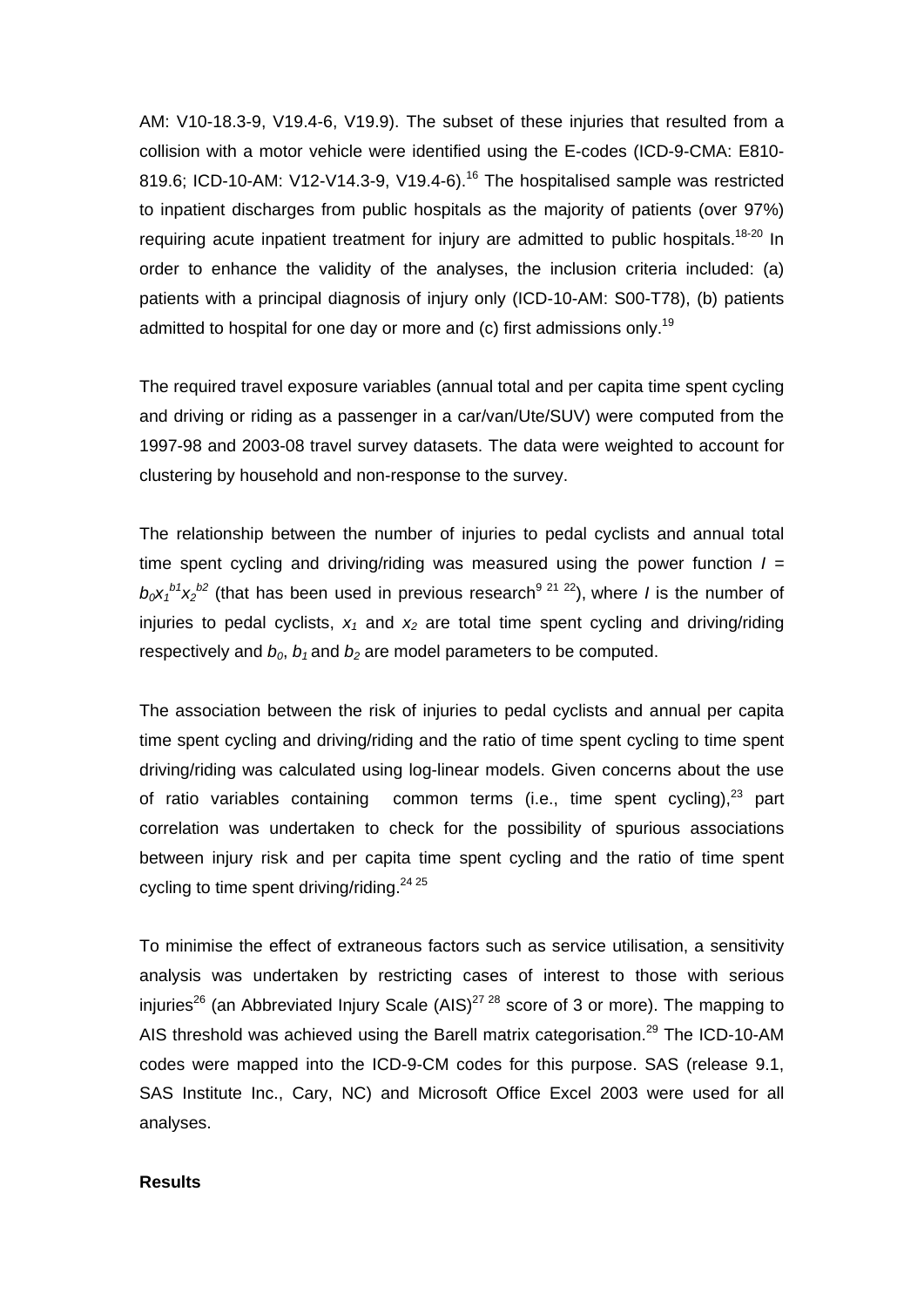AM: V10-18.3-9, V19.4-6, V19.9). The subset of these injuries that resulted from a collision with a motor vehicle were identified using the E-codes (ICD-9-CMA: E810-819.6; ICD-10-AM: V12-V14.3-9, V19.4-6).[16] The hospitalised sample was restricted to inpatient discharges from public hospitals as the majority of patients (over 97%) requiring acute inpatient treatment for injury are admitted to public hospitals.[18-20] In order to enhance the validity of the analyses, the inclusion criteria included: (a) patients with a principal diagnosis of injury only (ICD-10-AM: S00-T78), (b) patients admitted to hospital for one day or more and (c) first admissions only.[19]

The required travel exposure variables (annual total and per capita time spent cycling and driving or riding as a passenger in a car/van/Ute/SUV) were computed from the 1997-98 and 2003-08 travel survey datasets. The data were weighted to account for clustering by household and non-response to the survey.

The relationship between the number of injuries to pedal cyclists and annual total time spent cycling and driving/riding was measured using the power function $I = b_0 x_1^{b1} x_2^{b2}$ (that has been used in previous research[9 21 22]), where $I$ is the number of injuries to pedal cyclists, $x_1$ and $x_2$ are total time spent cycling and driving/riding respectively and $b_0$, $b_1$ and $b_2$ are model parameters to be computed.

The association between the risk of injuries to pedal cyclists and annual per capita time spent cycling and driving/riding and the ratio of time spent cycling to time spent driving/riding was calculated using log-linear models. Given concerns about the use of ratio variables containing common terms (i.e., time spent cycling),[23] part correlation was undertaken to check for the possibility of spurious associations between injury risk and per capita time spent cycling and the ratio of time spent cycling to time spent driving/riding.[24 25]

To minimise the effect of extraneous factors such as service utilisation, a sensitivity analysis was undertaken by restricting cases of interest to those with serious injuries[26] (an Abbreviated Injury Scale (AIS)[27 28] score of 3 or more). The mapping to AIS threshold was achieved using the Barell matrix categorisation.[29] The ICD-10-AM codes were mapped into the ICD-9-CM codes for this purpose. SAS (release 9.1, SAS Institute Inc., Cary, NC) and Microsoft Office Excel 2003 were used for all analyses.

**Results**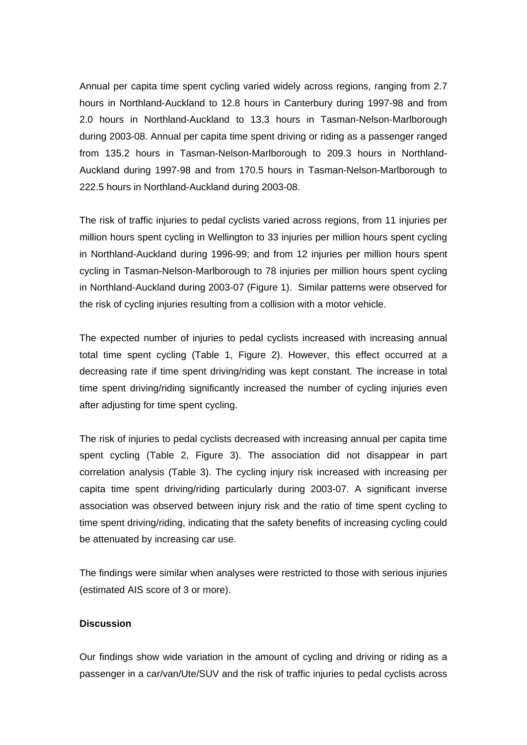Annual per capita time spent cycling varied widely across regions, ranging from 2.7 hours in Northland-Auckland to 12.8 hours in Canterbury during 1997-98 and from 2.0 hours in Northland-Auckland to 13.3 hours in Tasman-Nelson-Marlborough during 2003-08. Annual per capita time spent driving or riding as a passenger ranged from 135.2 hours in Tasman-Nelson-Marlborough to 209.3 hours in Northland-Auckland during 1997-98 and from 170.5 hours in Tasman-Nelson-Marlborough to 222.5 hours in Northland-Auckland during 2003-08.

The risk of traffic injuries to pedal cyclists varied across regions, from 11 injuries per million hours spent cycling in Wellington to 33 injuries per million hours spent cycling in Northland-Auckland during 1996-99; and from 12 injuries per million hours spent cycling in Tasman-Nelson-Marlborough to 78 injuries per million hours spent cycling in Northland-Auckland during 2003-07 (Figure 1). Similar patterns were observed for the risk of cycling injuries resulting from a collision with a motor vehicle.

The expected number of injuries to pedal cyclists increased with increasing annual total time spent cycling (Table 1, Figure 2). However, this effect occurred at a decreasing rate if time spent driving/riding was kept constant. The increase in total time spent driving/riding significantly increased the number of cycling injuries even after adjusting for time spent cycling.

The risk of injuries to pedal cyclists decreased with increasing annual per capita time spent cycling (Table 2, Figure 3). The association did not disappear in part correlation analysis (Table 3). The cycling injury risk increased with increasing per capita time spent driving/riding particularly during 2003-07. A significant inverse association was observed between injury risk and the ratio of time spent cycling to time spent driving/riding, indicating that the safety benefits of increasing cycling could be attenuated by increasing car use.

The findings were similar when analyses were restricted to those with serious injuries (estimated AIS score of 3 or more).

**Discussion**

Our findings show wide variation in the amount of cycling and driving or riding as a passenger in a car/van/Ute/SUV and the risk of traffic injuries to pedal cyclists across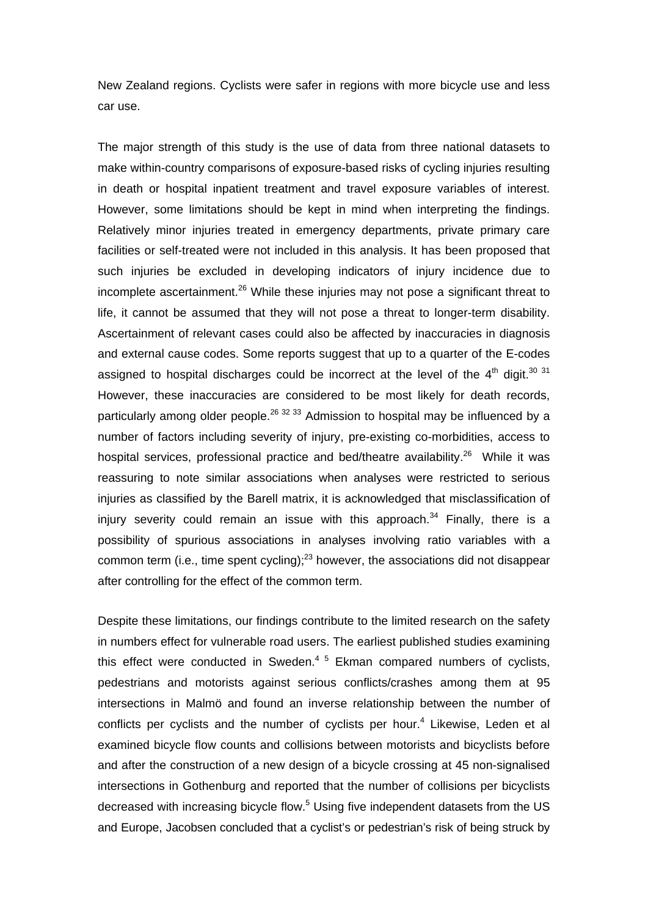New Zealand regions. Cyclists were safer in regions with more bicycle use and less car use.

The major strength of this study is the use of data from three national datasets to make within-country comparisons of exposure-based risks of cycling injuries resulting in death or hospital inpatient treatment and travel exposure variables of interest. However, some limitations should be kept in mind when interpreting the findings. Relatively minor injuries treated in emergency departments, private primary care facilities or self-treated were not included in this analysis. It has been proposed that such injuries be excluded in developing indicators of injury incidence due to incomplete ascertainment.[26] While these injuries may not pose a significant threat to life, it cannot be assumed that they will not pose a threat to longer-term disability. Ascertainment of relevant cases could also be affected by inaccuracies in diagnosis and external cause codes. Some reports suggest that up to a quarter of the E-codes assigned to hospital discharges could be incorrect at the level of the 4th digit.[30 31] However, these inaccuracies are considered to be most likely for death records, particularly among older people.[26 32 33] Admission to hospital may be influenced by a number of factors including severity of injury, pre-existing co-morbidities, access to hospital services, professional practice and bed/theatre availability.[26] While it was reassuring to note similar associations when analyses were restricted to serious injuries as classified by the Barell matrix, it is acknowledged that misclassification of injury severity could remain an issue with this approach.[34] Finally, there is a possibility of spurious associations in analyses involving ratio variables with a common term (i.e., time spent cycling);[23] however, the associations did not disappear after controlling for the effect of the common term.

Despite these limitations, our findings contribute to the limited research on the safety in numbers effect for vulnerable road users. The earliest published studies examining this effect were conducted in Sweden.[4 5] Ekman compared numbers of cyclists, pedestrians and motorists against serious conflicts/crashes among them at 95 intersections in Malmö and found an inverse relationship between the number of conflicts per cyclists and the number of cyclists per hour.[4] Likewise, Leden et al examined bicycle flow counts and collisions between motorists and bicyclists before and after the construction of a new design of a bicycle crossing at 45 non-signalised intersections in Gothenburg and reported that the number of collisions per bicyclists decreased with increasing bicycle flow.[5] Using five independent datasets from the US and Europe, Jacobsen concluded that a cyclist's or pedestrian's risk of being struck by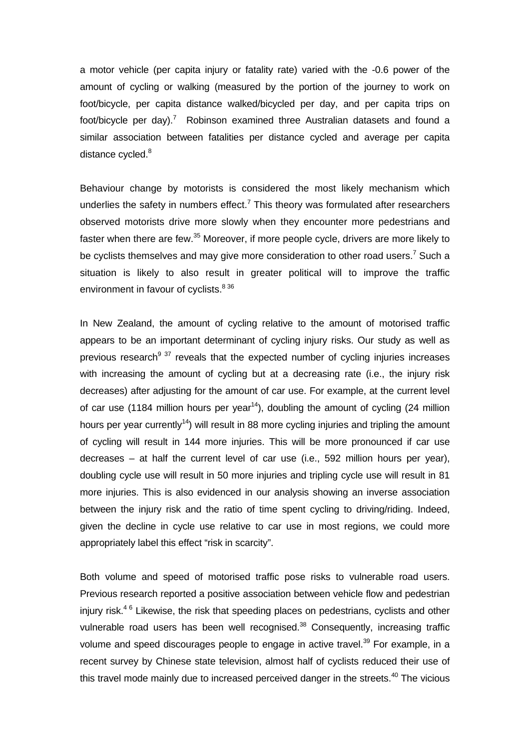a motor vehicle (per capita injury or fatality rate) varied with the -0.6 power of the amount of cycling or walking (measured by the portion of the journey to work on foot/bicycle, per capita distance walked/bicycled per day, and per capita trips on foot/bicycle per day).[7] Robinson examined three Australian datasets and found a similar association between fatalities per distance cycled and average per capita distance cycled.[8]

Behaviour change by motorists is considered the most likely mechanism which underlies the safety in numbers effect.[7] This theory was formulated after researchers observed motorists drive more slowly when they encounter more pedestrians and faster when there are few.[35] Moreover, if more people cycle, drivers are more likely to be cyclists themselves and may give more consideration to other road users.[7] Such a situation is likely to also result in greater political will to improve the traffic environment in favour of cyclists.[8 36]

In New Zealand, the amount of cycling relative to the amount of motorised traffic appears to be an important determinant of cycling injury risks. Our study as well as previous research[9 37] reveals that the expected number of cycling injuries increases with increasing the amount of cycling but at a decreasing rate (i.e., the injury risk decreases) after adjusting for the amount of car use. For example, at the current level of car use (1184 million hours per year[14]), doubling the amount of cycling (24 million hours per year currently[14]) will result in 88 more cycling injuries and tripling the amount of cycling will result in 144 more injuries. This will be more pronounced if car use decreases – at half the current level of car use (i.e., 592 million hours per year), doubling cycle use will result in 50 more injuries and tripling cycle use will result in 81 more injuries. This is also evidenced in our analysis showing an inverse association between the injury risk and the ratio of time spent cycling to driving/riding. Indeed, given the decline in cycle use relative to car use in most regions, we could more appropriately label this effect "risk in scarcity".

Both volume and speed of motorised traffic pose risks to vulnerable road users. Previous research reported a positive association between vehicle flow and pedestrian injury risk.[4 6] Likewise, the risk that speeding places on pedestrians, cyclists and other vulnerable road users has been well recognised.[38] Consequently, increasing traffic volume and speed discourages people to engage in active travel.[39] For example, in a recent survey by Chinese state television, almost half of cyclists reduced their use of this travel mode mainly due to increased perceived danger in the streets.[40] The vicious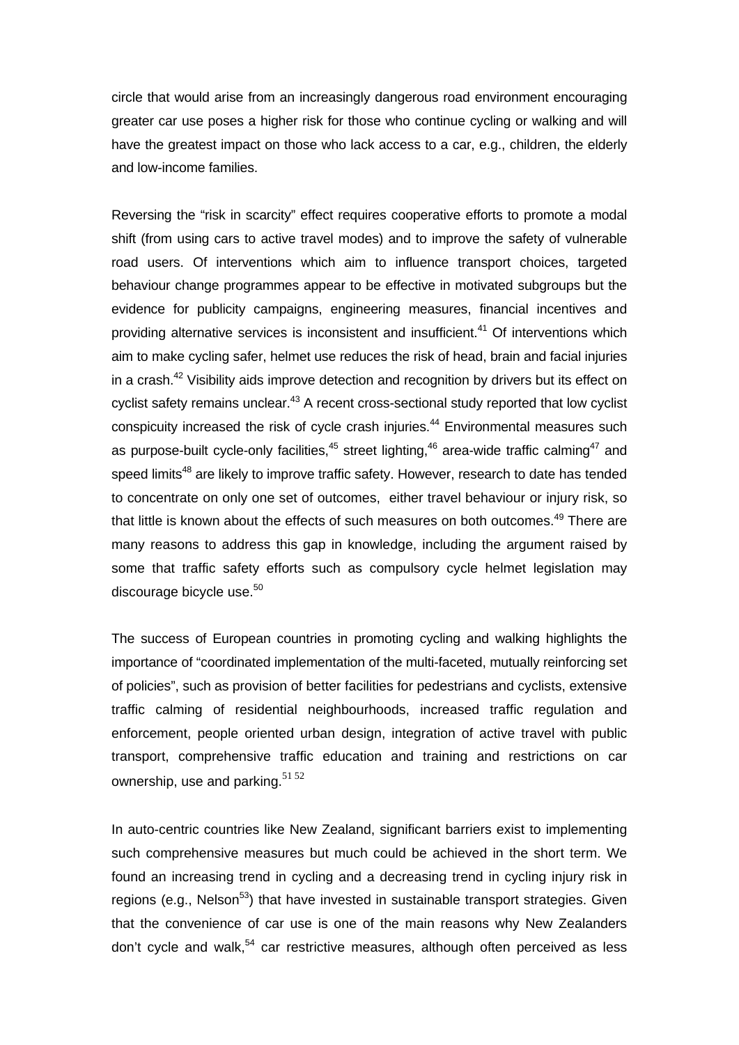circle that would arise from an increasingly dangerous road environment encouraging greater car use poses a higher risk for those who continue cycling or walking and will have the greatest impact on those who lack access to a car, e.g., children, the elderly and low-income families.

Reversing the “risk in scarcity” effect requires cooperative efforts to promote a modal shift (from using cars to active travel modes) and to improve the safety of vulnerable road users. Of interventions which aim to influence transport choices, targeted behaviour change programmes appear to be effective in motivated subgroups but the evidence for publicity campaigns, engineering measures, financial incentives and providing alternative services is inconsistent and insufficient.[41] Of interventions which aim to make cycling safer, helmet use reduces the risk of head, brain and facial injuries in a crash.[42] Visibility aids improve detection and recognition by drivers but its effect on cyclist safety remains unclear.[43] A recent cross-sectional study reported that low cyclist conspicuity increased the risk of cycle crash injuries.[44] Environmental measures such as purpose-built cycle-only facilities,[45] street lighting,[46] area-wide traffic calming[47] and speed limits[48] are likely to improve traffic safety. However, research to date has tended to concentrate on only one set of outcomes, either travel behaviour or injury risk, so that little is known about the effects of such measures on both outcomes.[49] There are many reasons to address this gap in knowledge, including the argument raised by some that traffic safety efforts such as compulsory cycle helmet legislation may discourage bicycle use.[50]

The success of European countries in promoting cycling and walking highlights the importance of “coordinated implementation of the multi-faceted, mutually reinforcing set of policies”, such as provision of better facilities for pedestrians and cyclists, extensive traffic calming of residential neighbourhoods, increased traffic regulation and enforcement, people oriented urban design, integration of active travel with public transport, comprehensive traffic education and training and restrictions on car ownership, use and parking.[51 52]

In auto-centric countries like New Zealand, significant barriers exist to implementing such comprehensive measures but much could be achieved in the short term. We found an increasing trend in cycling and a decreasing trend in cycling injury risk in regions (e.g., Nelson[53]) that have invested in sustainable transport strategies. Given that the convenience of car use is one of the main reasons why New Zealanders don't cycle and walk,[54] car restrictive measures, although often perceived as less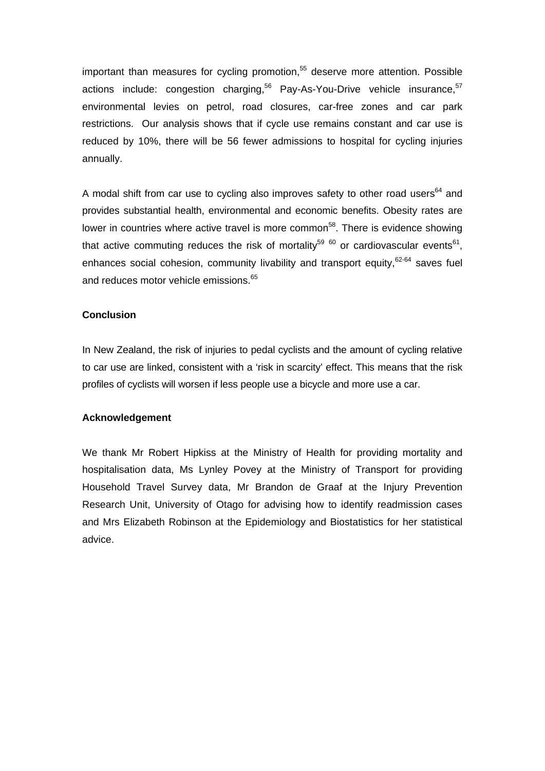important than measures for cycling promotion,[55] deserve more attention. Possible actions include: congestion charging,[56] Pay-As-You-Drive vehicle insurance,[57] environmental levies on petrol, road closures, car-free zones and car park restrictions. Our analysis shows that if cycle use remains constant and car use is reduced by 10%, there will be 56 fewer admissions to hospital for cycling injuries annually.

A modal shift from car use to cycling also improves safety to other road users[64] and provides substantial health, environmental and economic benefits. Obesity rates are lower in countries where active travel is more common[58]. There is evidence showing that active commuting reduces the risk of mortality[59 60] or cardiovascular events[61], enhances social cohesion, community livability and transport equity,[62-64] saves fuel and reduces motor vehicle emissions.[65]

**Conclusion**

In New Zealand, the risk of injuries to pedal cyclists and the amount of cycling relative to car use are linked, consistent with a 'risk in scarcity' effect. This means that the risk profiles of cyclists will worsen if less people use a bicycle and more use a car.

**Acknowledgement**

We thank Mr Robert Hipkiss at the Ministry of Health for providing mortality and hospitalisation data, Ms Lynley Povey at the Ministry of Transport for providing Household Travel Survey data, Mr Brandon de Graaf at the Injury Prevention Research Unit, University of Otago for advising how to identify readmission cases and Mrs Elizabeth Robinson at the Epidemiology and Biostatistics for her statistical advice.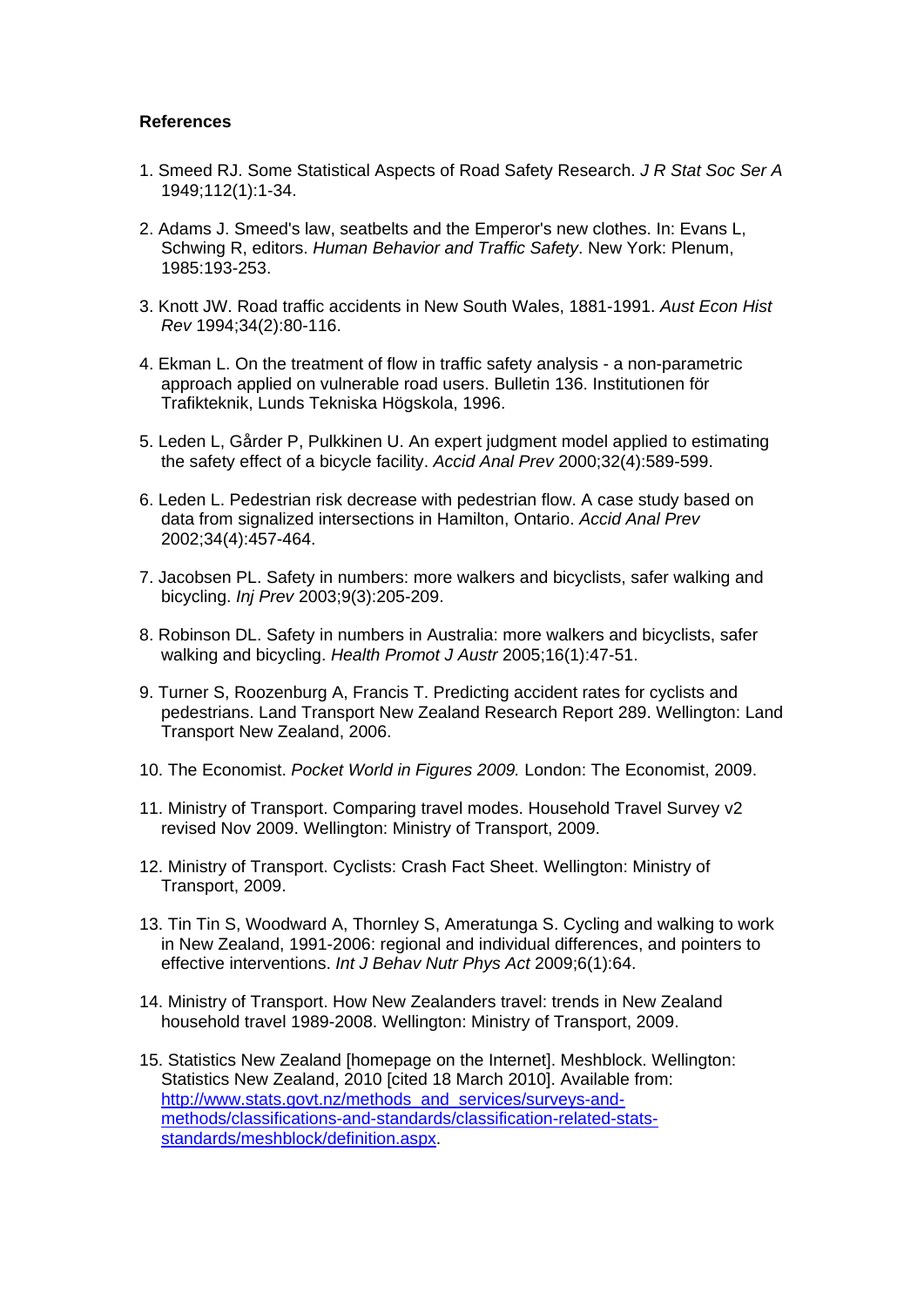**References**

1. Smeed RJ. Some Statistical Aspects of Road Safety Research. *J R Stat Soc Ser A* 1949;112(1):1-34.

2. Adams J. Smeed's law, seatbelts and the Emperor's new clothes. In: Evans L, Schwing R, editors. *Human Behavior and Traffic Safety*. New York: Plenum, 1985:193-253.

3. Knott JW. Road traffic accidents in New South Wales, 1881-1991. *Aust Econ Hist Rev* 1994;34(2):80-116.

4. Ekman L. On the treatment of flow in traffic safety analysis - a non-parametric approach applied on vulnerable road users. Bulletin 136. Institutionen för Trafikteknik, Lunds Tekniska Högskola, 1996.

5. Leden L, Gårder P, Pulkkinen U. An expert judgment model applied to estimating the safety effect of a bicycle facility. *Accid Anal Prev* 2000;32(4):589-599.

6. Leden L. Pedestrian risk decrease with pedestrian flow. A case study based on data from signalized intersections in Hamilton, Ontario. *Accid Anal Prev* 2002;34(4):457-464.

7. Jacobsen PL. Safety in numbers: more walkers and bicyclists, safer walking and bicycling. *Inj Prev* 2003;9(3):205-209.

8. Robinson DL. Safety in numbers in Australia: more walkers and bicyclists, safer walking and bicycling. *Health Promot J Austr* 2005;16(1):47-51.

9. Turner S, Roozenburg A, Francis T. Predicting accident rates for cyclists and pedestrians. Land Transport New Zealand Research Report 289. Wellington: Land Transport New Zealand, 2006.

10. The Economist. *Pocket World in Figures 2009.* London: The Economist, 2009.

11. Ministry of Transport. Comparing travel modes. Household Travel Survey v2 revised Nov 2009. Wellington: Ministry of Transport, 2009.

12. Ministry of Transport. Cyclists: Crash Fact Sheet. Wellington: Ministry of Transport, 2009.

13. Tin Tin S, Woodward A, Thornley S, Ameratunga S. Cycling and walking to work in New Zealand, 1991-2006: regional and individual differences, and pointers to effective interventions. *Int J Behav Nutr Phys Act* 2009;6(1):64.

14. Ministry of Transport. How New Zealanders travel: trends in New Zealand household travel 1989-2008. Wellington: Ministry of Transport, 2009.

15. Statistics New Zealand [homepage on the Internet]. Meshblock. Wellington: Statistics New Zealand, 2010 [cited 18 March 2010]. Available from: http://www.stats.govt.nz/methods_and_services/surveys-and-methods/classifications-and-standards/classification-related-stats-standards/meshblock/definition.aspx.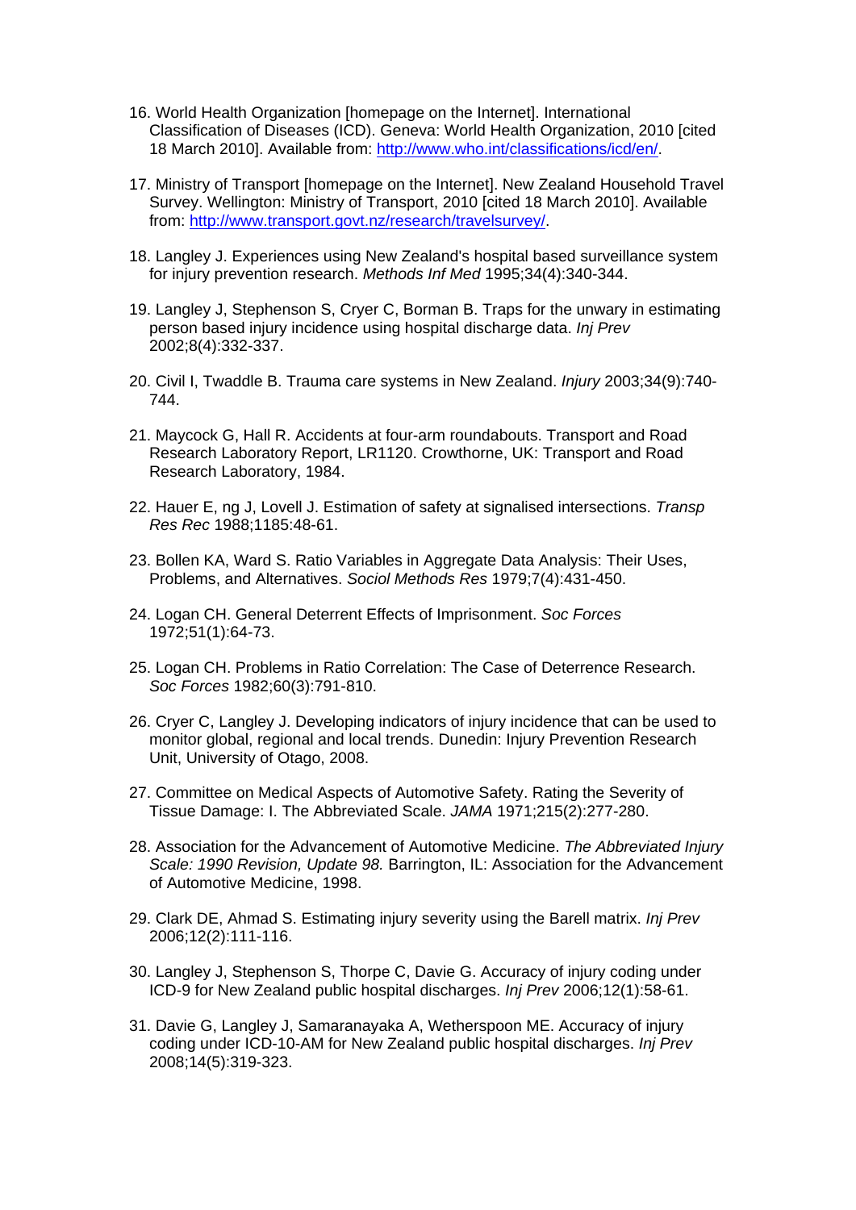16. World Health Organization [homepage on the Internet]. International Classification of Diseases (ICD). Geneva: World Health Organization, 2010 [cited 18 March 2010]. Available from: http://www.who.int/classifications/icd/en/.

17. Ministry of Transport [homepage on the Internet]. New Zealand Household Travel Survey. Wellington: Ministry of Transport, 2010 [cited 18 March 2010]. Available from: http://www.transport.govt.nz/research/travelsurvey/.

18. Langley J. Experiences using New Zealand's hospital based surveillance system for injury prevention research. *Methods Inf Med* 1995;34(4):340-344.

19. Langley J, Stephenson S, Cryer C, Borman B. Traps for the unwary in estimating person based injury incidence using hospital discharge data. *Inj Prev* 2002;8(4):332-337.

20. Civil I, Twaddle B. Trauma care systems in New Zealand. *Injury* 2003;34(9):740-744.

21. Maycock G, Hall R. Accidents at four-arm roundabouts. Transport and Road Research Laboratory Report, LR1120. Crowthorne, UK: Transport and Road Research Laboratory, 1984.

22. Hauer E, ng J, Lovell J. Estimation of safety at signalised intersections. *Transp Res Rec* 1988;1185:48-61.

23. Bollen KA, Ward S. Ratio Variables in Aggregate Data Analysis: Their Uses, Problems, and Alternatives. *Sociol Methods Res* 1979;7(4):431-450.

24. Logan CH. General Deterrent Effects of Imprisonment. *Soc Forces* 1972;51(1):64-73.

25. Logan CH. Problems in Ratio Correlation: The Case of Deterrence Research. *Soc Forces* 1982;60(3):791-810.

26. Cryer C, Langley J. Developing indicators of injury incidence that can be used to monitor global, regional and local trends. Dunedin: Injury Prevention Research Unit, University of Otago, 2008.

27. Committee on Medical Aspects of Automotive Safety. Rating the Severity of Tissue Damage: I. The Abbreviated Scale. *JAMA* 1971;215(2):277-280.

28. Association for the Advancement of Automotive Medicine. *The Abbreviated Injury Scale: 1990 Revision, Update 98.* Barrington, IL: Association for the Advancement of Automotive Medicine, 1998.

29. Clark DE, Ahmad S. Estimating injury severity using the Barell matrix. *Inj Prev* 2006;12(2):111-116.

30. Langley J, Stephenson S, Thorpe C, Davie G. Accuracy of injury coding under ICD-9 for New Zealand public hospital discharges. *Inj Prev* 2006;12(1):58-61.

31. Davie G, Langley J, Samaranayaka A, Wetherspoon ME. Accuracy of injury coding under ICD-10-AM for New Zealand public hospital discharges. *Inj Prev* 2008;14(5):319-323.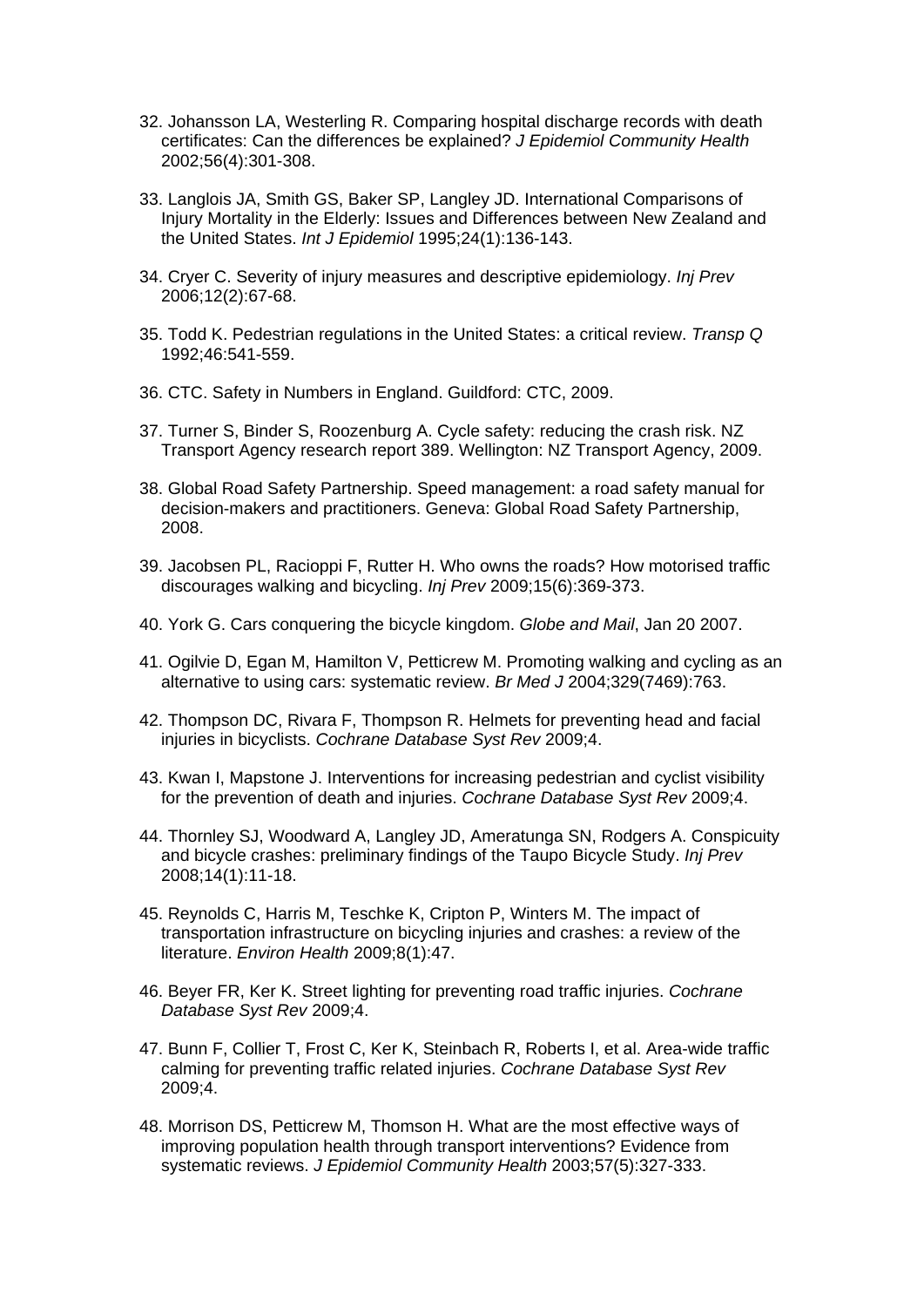32. Johansson LA, Westerling R. Comparing hospital discharge records with death certificates: Can the differences be explained? *J Epidemiol Community Health* 2002;56(4):301-308.

33. Langlois JA, Smith GS, Baker SP, Langley JD. International Comparisons of Injury Mortality in the Elderly: Issues and Differences between New Zealand and the United States. *Int J Epidemiol* 1995;24(1):136-143.

34. Cryer C. Severity of injury measures and descriptive epidemiology. *Inj Prev* 2006;12(2):67-68.

35. Todd K. Pedestrian regulations in the United States: a critical review. *Transp Q* 1992;46:541-559.

36. CTC. Safety in Numbers in England. Guildford: CTC, 2009.

37. Turner S, Binder S, Roozenburg A. Cycle safety: reducing the crash risk. NZ Transport Agency research report 389. Wellington: NZ Transport Agency, 2009.

38. Global Road Safety Partnership. Speed management: a road safety manual for decision-makers and practitioners. Geneva: Global Road Safety Partnership, 2008.

39. Jacobsen PL, Racioppi F, Rutter H. Who owns the roads? How motorised traffic discourages walking and bicycling. *Inj Prev* 2009;15(6):369-373.

40. York G. Cars conquering the bicycle kingdom. *Globe and Mail*, Jan 20 2007.

41. Ogilvie D, Egan M, Hamilton V, Petticrew M. Promoting walking and cycling as an alternative to using cars: systematic review. *Br Med J* 2004;329(7469):763.

42. Thompson DC, Rivara F, Thompson R. Helmets for preventing head and facial injuries in bicyclists. *Cochrane Database Syst Rev* 2009;4.

43. Kwan I, Mapstone J. Interventions for increasing pedestrian and cyclist visibility for the prevention of death and injuries. *Cochrane Database Syst Rev* 2009;4.

44. Thornley SJ, Woodward A, Langley JD, Ameratunga SN, Rodgers A. Conspicuity and bicycle crashes: preliminary findings of the Taupo Bicycle Study. *Inj Prev* 2008;14(1):11-18.

45. Reynolds C, Harris M, Teschke K, Cripton P, Winters M. The impact of transportation infrastructure on bicycling injuries and crashes: a review of the literature. *Environ Health* 2009;8(1):47.

46. Beyer FR, Ker K. Street lighting for preventing road traffic injuries. *Cochrane Database Syst Rev* 2009;4.

47. Bunn F, Collier T, Frost C, Ker K, Steinbach R, Roberts I, et al. Area-wide traffic calming for preventing traffic related injuries. *Cochrane Database Syst Rev* 2009;4.

48. Morrison DS, Petticrew M, Thomson H. What are the most effective ways of improving population health through transport interventions? Evidence from systematic reviews. *J Epidemiol Community Health* 2003;57(5):327-333.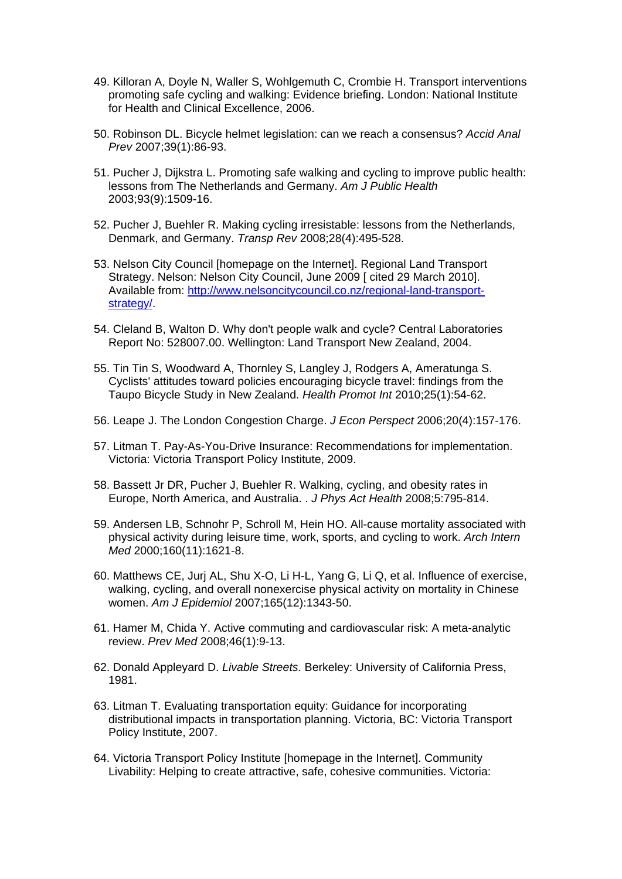49. Killoran A, Doyle N, Waller S, Wohlgemuth C, Crombie H. Transport interventions promoting safe cycling and walking: Evidence briefing. London: National Institute for Health and Clinical Excellence, 2006.

50. Robinson DL. Bicycle helmet legislation: can we reach a consensus? *Accid Anal Prev* 2007;39(1):86-93.

51. Pucher J, Dijkstra L. Promoting safe walking and cycling to improve public health: lessons from The Netherlands and Germany. *Am J Public Health* 2003;93(9):1509-16.

52. Pucher J, Buehler R. Making cycling irresistable: lessons from the Netherlands, Denmark, and Germany. *Transp Rev* 2008;28(4):495-528.

53. Nelson City Council [homepage on the Internet]. Regional Land Transport Strategy. Nelson: Nelson City Council, June 2009 [ cited 29 March 2010]. Available from: http://www.nelsoncitycouncil.co.nz/regional-land-transport-strategy/.

54. Cleland B, Walton D. Why don't people walk and cycle? Central Laboratories Report No: 528007.00. Wellington: Land Transport New Zealand, 2004.

55. Tin Tin S, Woodward A, Thornley S, Langley J, Rodgers A, Ameratunga S. Cyclists' attitudes toward policies encouraging bicycle travel: findings from the Taupo Bicycle Study in New Zealand. *Health Promot Int* 2010;25(1):54-62.

56. Leape J. The London Congestion Charge. *J Econ Perspect* 2006;20(4):157-176.

57. Litman T. Pay-As-You-Drive Insurance: Recommendations for implementation. Victoria: Victoria Transport Policy Institute, 2009.

58. Bassett Jr DR, Pucher J, Buehler R. Walking, cycling, and obesity rates in Europe, North America, and Australia. . *J Phys Act Health* 2008;5:795-814.

59. Andersen LB, Schnohr P, Schroll M, Hein HO. All-cause mortality associated with physical activity during leisure time, work, sports, and cycling to work. *Arch Intern Med* 2000;160(11):1621-8.

60. Matthews CE, Jurj AL, Shu X-O, Li H-L, Yang G, Li Q, et al. Influence of exercise, walking, cycling, and overall nonexercise physical activity on mortality in Chinese women. *Am J Epidemiol* 2007;165(12):1343-50.

61. Hamer M, Chida Y. Active commuting and cardiovascular risk: A meta-analytic review. *Prev Med* 2008;46(1):9-13.

62. Donald Appleyard D. *Livable Streets.* Berkeley: University of California Press, 1981.

63. Litman T. Evaluating transportation equity: Guidance for incorporating distributional impacts in transportation planning. Victoria, BC: Victoria Transport Policy Institute, 2007.

64. Victoria Transport Policy Institute [homepage in the Internet]. Community Livability: Helping to create attractive, safe, cohesive communities. Victoria: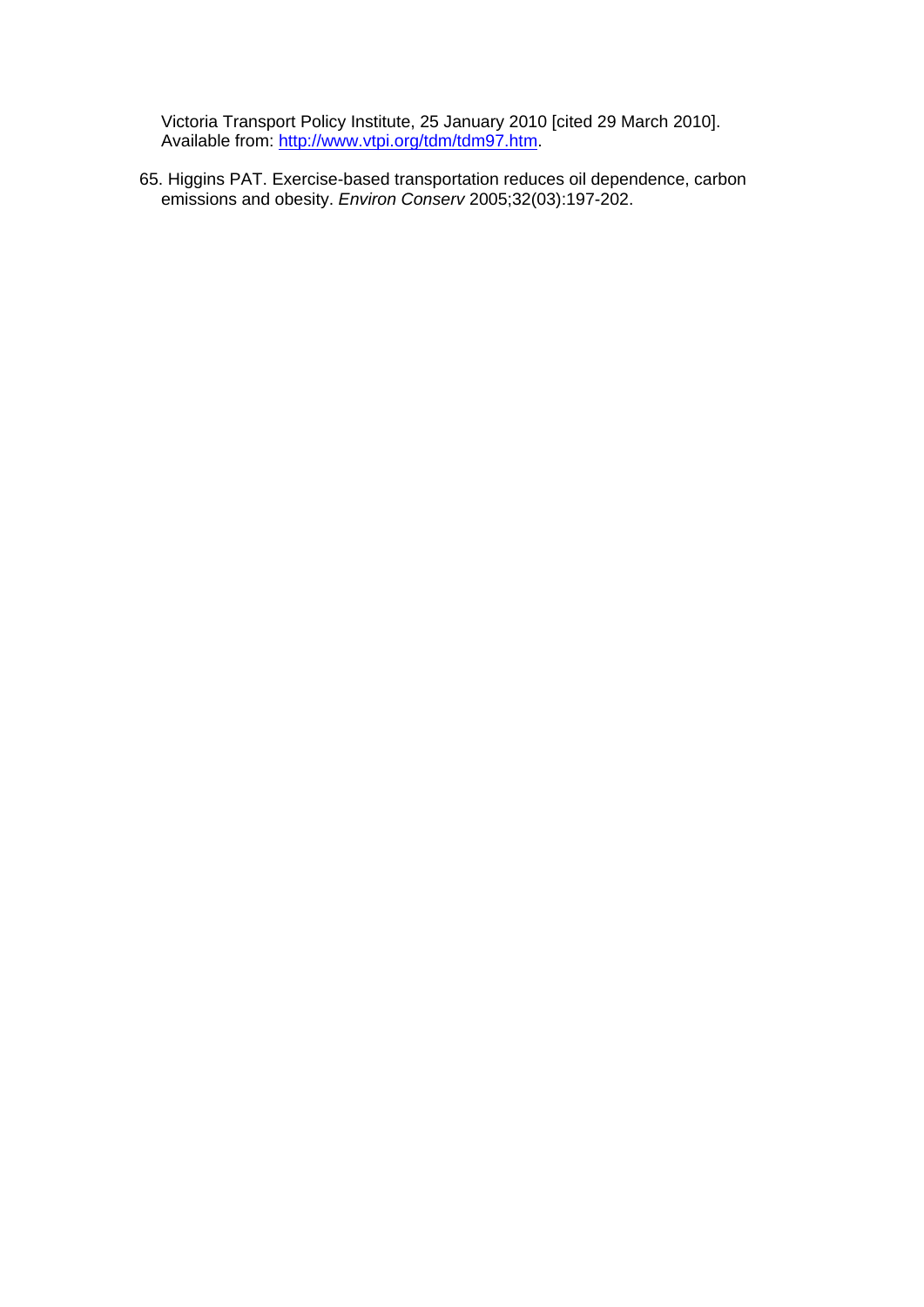Victoria Transport Policy Institute, 25 January 2010 [cited 29 March 2010]. Available from: http://www.vtpi.org/tdm/tdm97.htm.

65. Higgins PAT. Exercise-based transportation reduces oil dependence, carbon emissions and obesity. *Environ Conserv* 2005;32(03):197-202.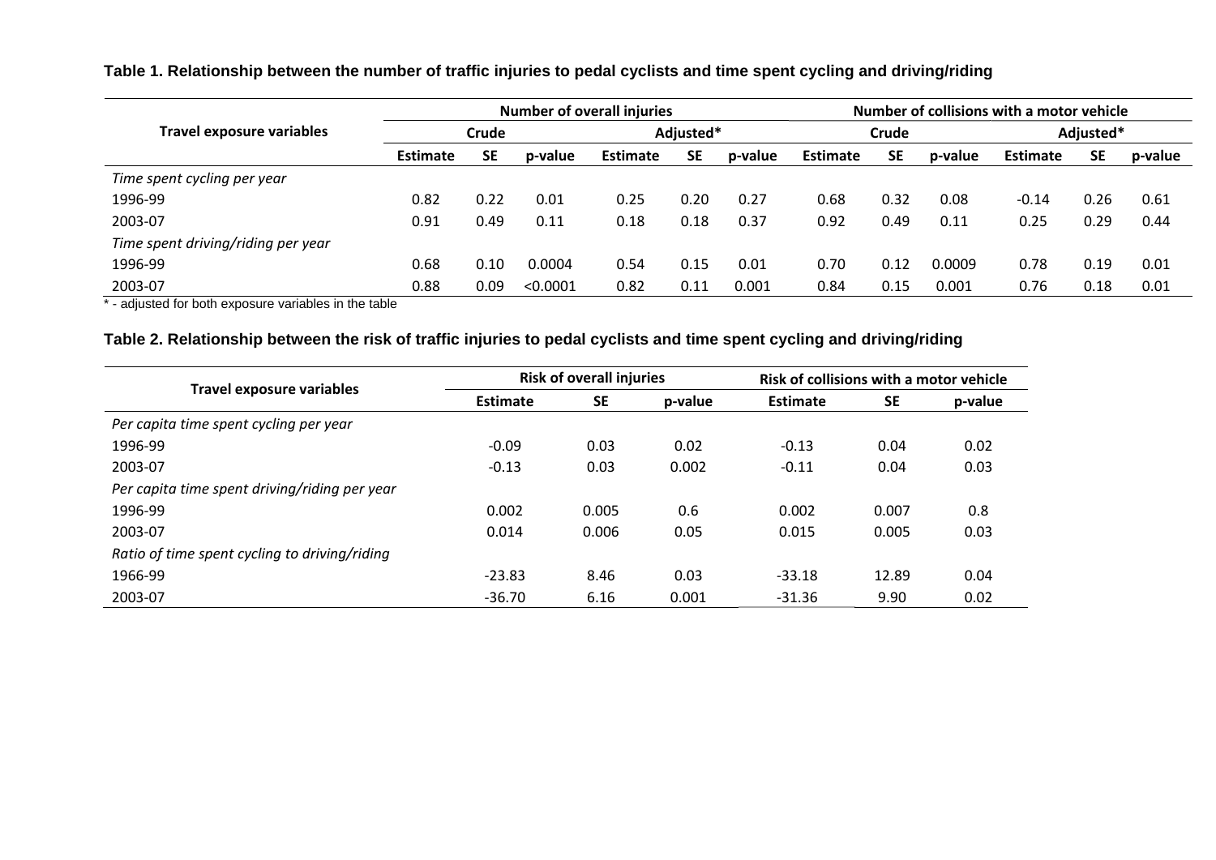**Table 1. Relationship between the number of traffic injuries to pedal cyclists and time spent cycling and driving/riding**

| Travel exposure variables | Number of overall injuries | | | | | | Number of collisions with a motor vehicle | | | | | |
|---|---|---|---|---|---|---|---|---|---|---|---|---|
| | Crude | | | Adjusted* | | | Crude | | | Adjusted* | | |
| | Estimate | SE | p-value | Estimate | SE | p-value | Estimate | SE | p-value | Estimate | SE | p-value |
| *Time spent cycling per year* | | | | | | | | | | | | |
| 1996-99 | 0.82 | 0.22 | 0.01 | 0.25 | 0.20 | 0.27 | 0.68 | 0.32 | 0.08 | -0.14 | 0.26 | 0.61 |
| 2003-07 | 0.91 | 0.49 | 0.11 | 0.18 | 0.18 | 0.37 | 0.92 | 0.49 | 0.11 | 0.25 | 0.29 | 0.44 |
| *Time spent driving/riding per year* | | | | | | | | | | | | |
| 1996-99 | 0.68 | 0.10 | 0.0004 | 0.54 | 0.15 | 0.01 | 0.70 | 0.12 | 0.0009 | 0.78 | 0.19 | 0.01 |
| 2003-07 | 0.88 | 0.09 | <0.0001 | 0.82 | 0.11 | 0.001 | 0.84 | 0.15 | 0.001 | 0.76 | 0.18 | 0.01 |

\* - adjusted for both exposure variables in the table

**Table 2. Relationship between the risk of traffic injuries to pedal cyclists and time spent cycling and driving/riding**

| Travel exposure variables | Risk of overall injuries | | | Risk of collisions with a motor vehicle | | |
|---|---|---|---|---|---|---|
| | Estimate | SE | p-value | Estimate | SE | p-value |
| *Per capita time spent cycling per year* | | | | | | |
| 1996-99 | -0.09 | 0.03 | 0.02 | -0.13 | 0.04 | 0.02 |
| 2003-07 | -0.13 | 0.03 | 0.002 | -0.11 | 0.04 | 0.03 |
| *Per capita time spent driving/riding per year* | | | | | | |
| 1996-99 | 0.002 | 0.005 | 0.6 | 0.002 | 0.007 | 0.8 |
| 2003-07 | 0.014 | 0.006 | 0.05 | 0.015 | 0.005 | 0.03 |
| *Ratio of time spent cycling to driving/riding* | | | | | | |
| 1966-99 | -23.83 | 8.46 | 0.03 | -33.18 | 12.89 | 0.04 |
| 2003-07 | -36.70 | 6.16 | 0.001 | -31.36 | 9.90 | 0.02 |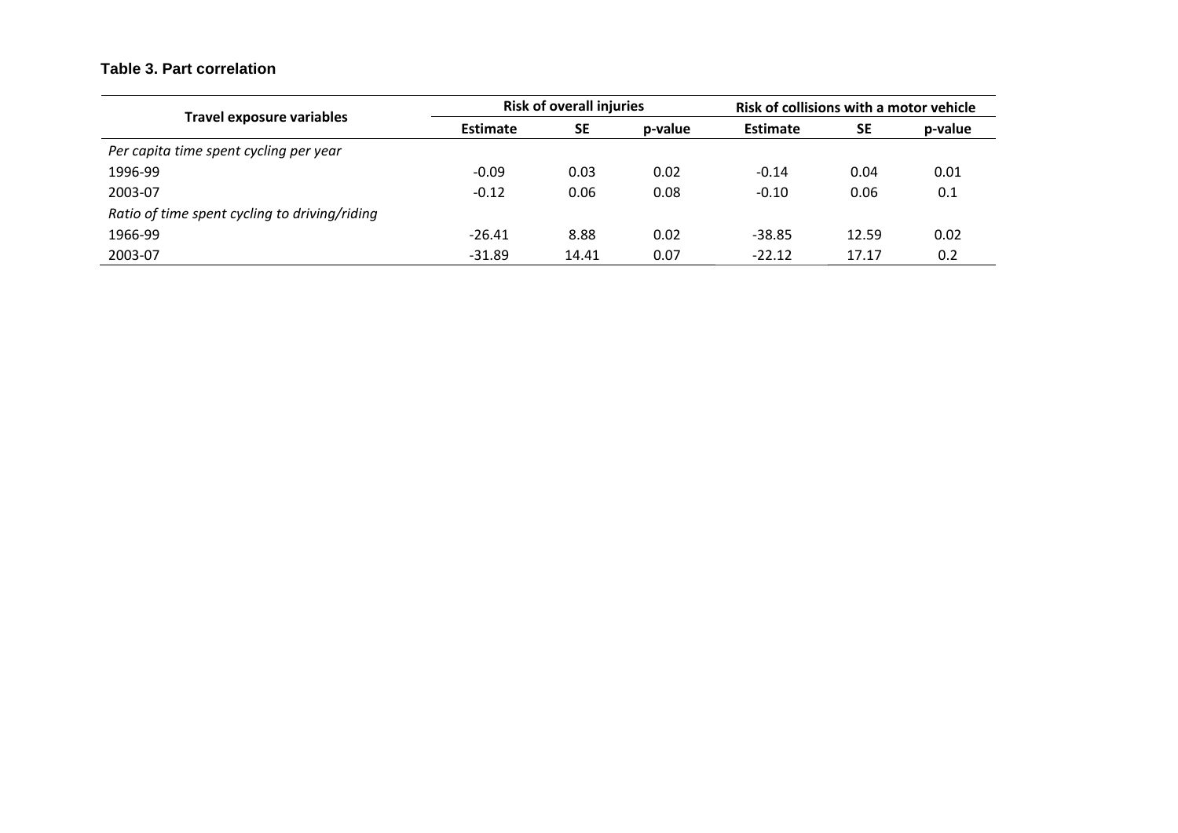**Table 3. Part correlation**

| Travel exposure variables | Risk of overall injuries | | | Risk of collisions with a motor vehicle | | |
|---|---|---|---|---|---|---|
| | Estimate | SE | p-value | Estimate | SE | p-value |
| *Per capita time spent cycling per year* | | | | | | |
| 1996-99 | -0.09 | 0.03 | 0.02 | -0.14 | 0.04 | 0.01 |
| 2003-07 | -0.12 | 0.06 | 0.08 | -0.10 | 0.06 | 0.1 |
| *Ratio of time spent cycling to driving/riding* | | | | | | |
| 1966-99 | -26.41 | 8.88 | 0.02 | -38.85 | 12.59 | 0.02 |
| 2003-07 | -31.89 | 14.41 | 0.07 | -22.12 | 17.17 | 0.2 |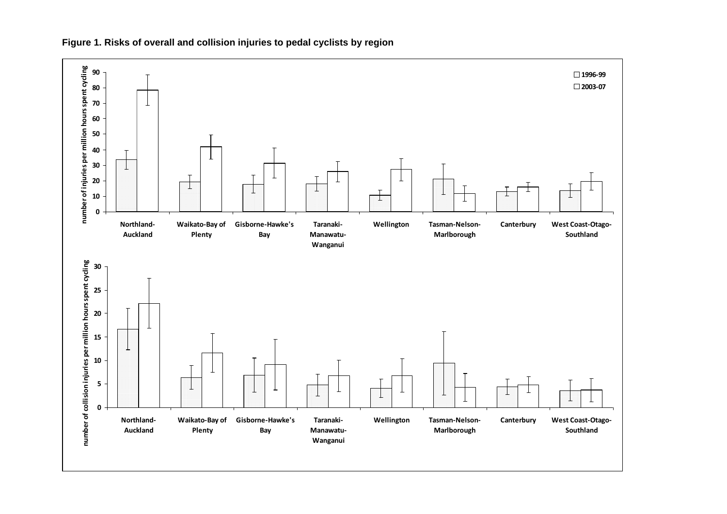**Figure 1. Risks of overall and collision injuries to pedal cyclists by region**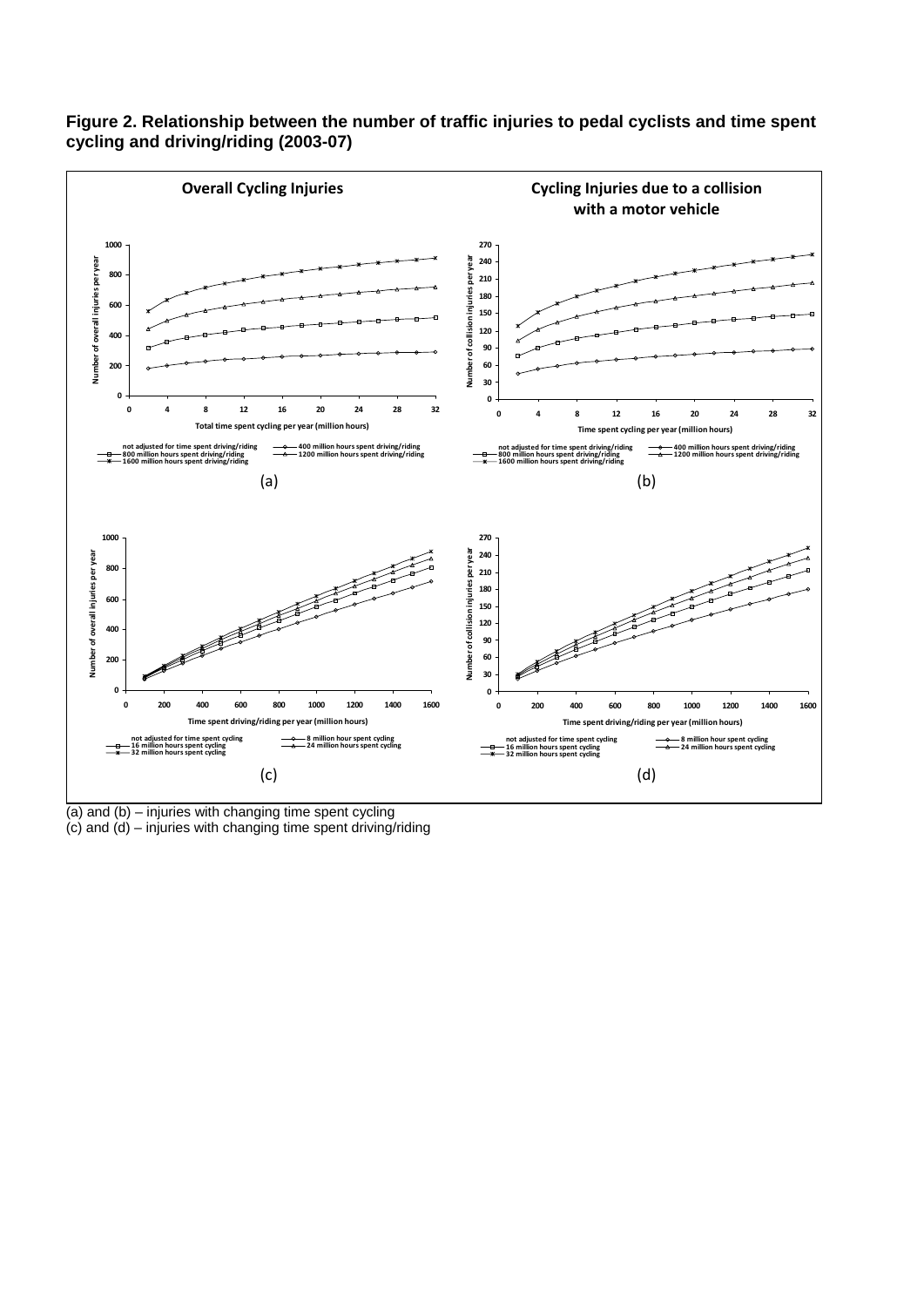**Figure 2. Relationship between the number of traffic injuries to pedal cyclists and time spent cycling and driving/riding (2003-07)**

(a) and (b) – injuries with changing time spent cycling

(c) and (d) – injuries with changing time spent driving/riding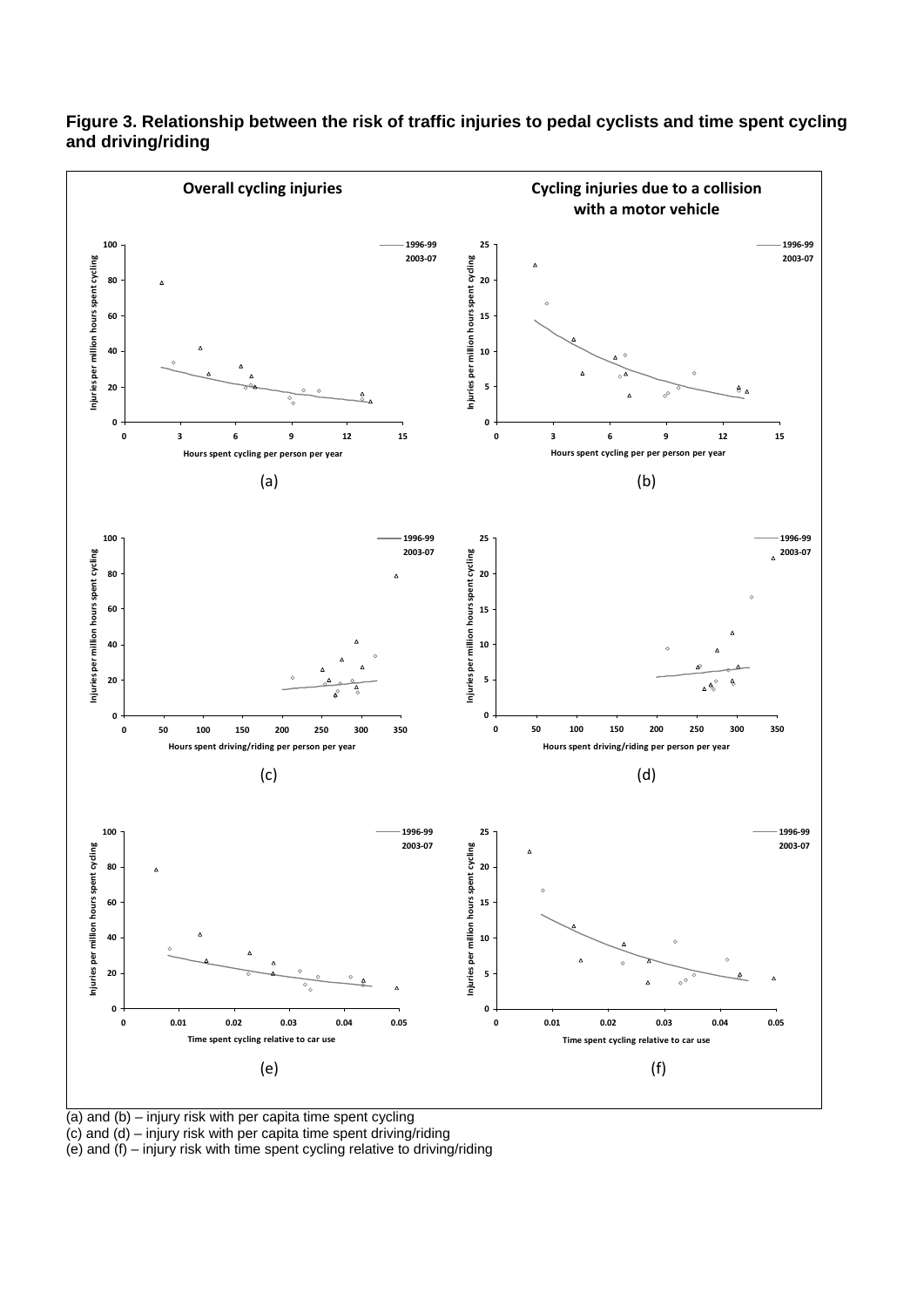**Figure 3. Relationship between the risk of traffic injuries to pedal cyclists and time spent cycling and driving/riding**

Overall cycling injuries

Cycling injuries due to a collision with a motor vehicle

Injuries per million hours spent cycling

1996-99
2003-07

Hours spent cycling per person per year

(a)

Hours spent cycling per per person per year

(b)

Hours spent driving/riding per person per year

(c)

Hours spent driving/riding per person per year

(d)

Time spent cycling relative to car use

(e)

Time spent cycling relative to car use

(f)

(a) and (b) – injury risk with per capita time spent cycling
(c) and (d) – injury risk with per capita time spent driving/riding
(e) and (f) – injury risk with time spent cycling relative to driving/riding